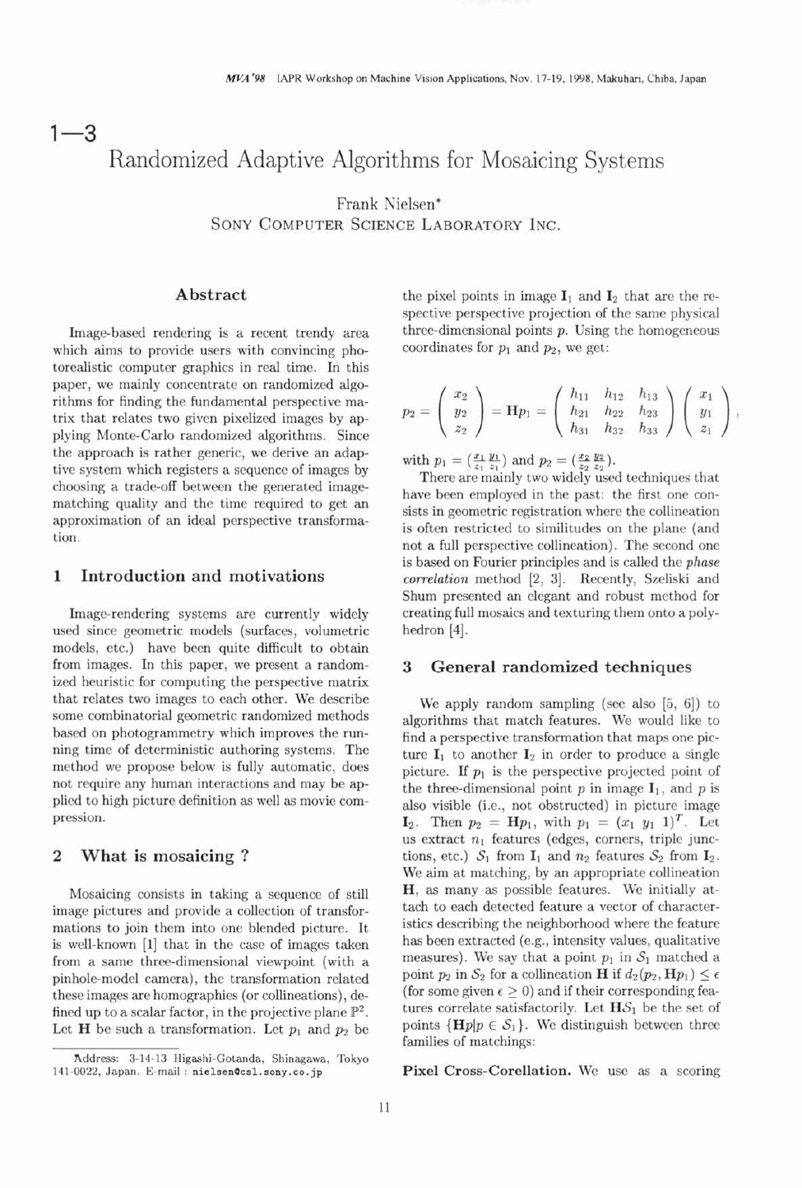1—3

# Randomized Adaptive Algorithms for Mosaicing Systems

Frank Nielsen*
SONY COMPUTER SCIENCE LABORATORY INC.

## Abstract

Image-based rendering is a recent trendy area which aims to provide users with convincing photorealistic computer graphics in real time. In this paper, we mainly concentrate on randomized algorithms for finding the fundamental perspective matrix that relates two given pixelized images by applying Monte-Carlo randomized algorithms. Since the approach is rather generic, we derive an adaptive system which registers a sequence of images by choosing a trade-off between the generated image-matching quality and the time required to get an approximation of an ideal perspective transformation.

## 1 Introduction and motivations

Image-rendering systems are currently widely used since geometric models (surfaces, volumetric models, etc.) have been quite difficult to obtain from images. In this paper, we present a randomized heuristic for computing the perspective matrix that relates two images to each other. We describe some combinatorial geometric randomized methods based on photogrammetry which improves the running time of deterministic authoring systems. The method we propose below is fully automatic, does not require any human interactions and may be applied to high picture definition as well as movie compression.

## 2 What is mosaicing ?

Mosaicing consists in taking a sequence of still image pictures and provide a collection of transformations to join them into one blended picture. It is well-known [1] that in the case of images taken from a same three-dimensional viewpoint (with a pinhole-model camera), the transformation related these images are homographies (or collineations), defined up to a scalar factor, in the projective plane $\mathbb{P}^2$. Let $\mathbf{H}$ be such a transformation. Let $p_1$ and $p_2$ be the pixel points in image $\mathbf{I}_1$ and $\mathbf{I}_2$ that are the respective perspective projection of the same physical three-dimensional points $p$. Using the homogeneous coordinates for $p_1$ and $p_2$, we get:

$$p_2 = \begin{pmatrix} x_2 \\ y_2 \\ z_2 \end{pmatrix} = \mathbf{H}p_1 = \begin{pmatrix} h_{11} & h_{12} & h_{13} \\ h_{21} & h_{22} & h_{23} \\ h_{31} & h_{32} & h_{33} \end{pmatrix} \begin{pmatrix} x_1 \\ y_1 \\ z_1 \end{pmatrix},$$

with $p_1 = (\frac{x_1}{z_1} \frac{y_1}{z_1})$ and $p_2 = (\frac{x_2}{z_2} \frac{y_2}{z_2})$.

There are mainly two widely used techniques that have been employed in the past: the first one consists in geometric registration where the collineation is often restricted to similitudes on the plane (and not a full perspective collineation). The second one is based on Fourier principles and is called the *phase correlation* method [2, 3]. Recently, Szeliski and Shum presented an elegant and robust method for creating full mosaics and texturing them onto a polyhedron [4].

## 3 General randomized techniques

We apply random sampling (see also [5, 6]) to algorithms that match features. We would like to find a perspective transformation that maps one picture $\mathbf{I}_1$ to another $\mathbf{I}_2$ in order to produce a single picture. If $p_1$ is the perspective projected point of the three-dimensional point $p$ in image $\mathbf{I}_1$, and $p$ is also visible (i.e., not obstructed) in picture image $\mathbf{I}_2$. Then $p_2 = \mathbf{H}p_1$, with $p_1 = (x_1\ y_1\ 1)^T$. Let us extract $n_1$ features (edges, corners, triple junctions, etc.) $\mathcal{S}_1$ from $\mathbf{I}_1$ and $n_2$ features $\mathcal{S}_2$ from $\mathbf{I}_2$. We aim at matching, by an appropriate collineation $\mathbf{H}$, as many as possible features. We initially attach to each detected feature a vector of characteristics describing the neighborhood where the feature has been extracted (e.g., intensity values, qualitative measures). We say that a point $p_1$ in $\mathcal{S}_1$ matched a point $p_2$ in $\mathcal{S}_2$ for a collineation $\mathbf{H}$ if $d_2(p_2, \mathbf{H}p_1) \leq \epsilon$ (for some given $\epsilon \geq 0$) and if their corresponding features correlate satisfactorily. Let $\mathbf{H}\mathcal{S}_1$ be the set of points $\{\mathbf{H}p | p \in \mathcal{S}_1\}$. We distinguish between three families of matchings:

**Pixel Cross-Corellation.** We use as a scoring

*Address: 3-14-13 Higashi-Gotanda, Shinagawa, Tokyo 141-0022, Japan. E-mail : nielsen@csl.sony.co.jp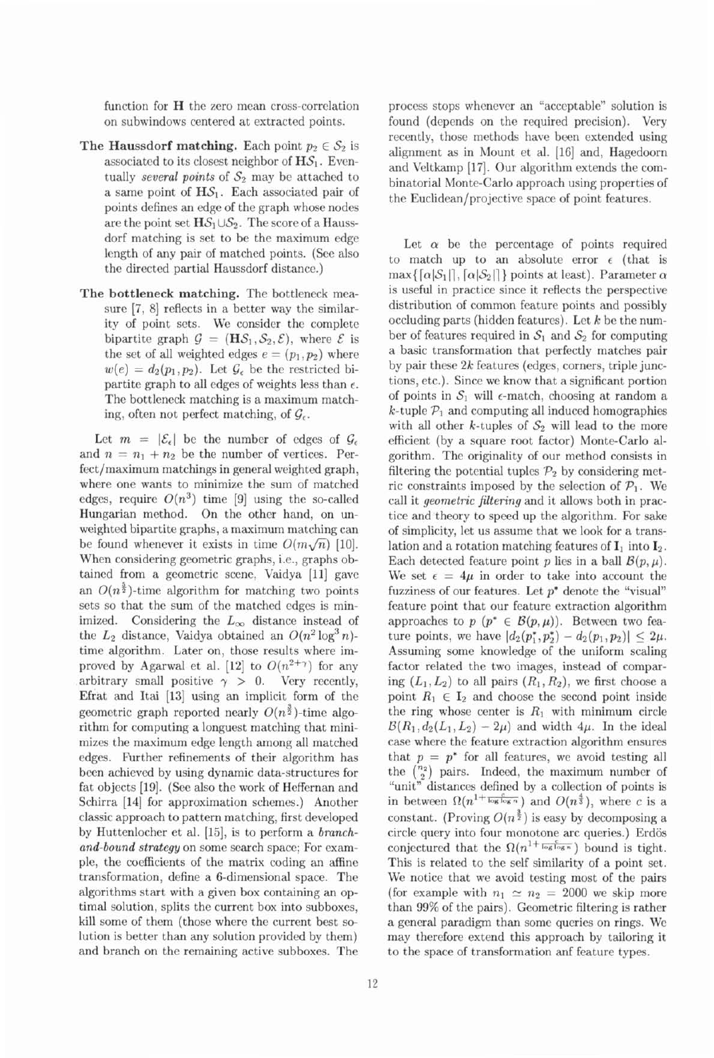function for $\mathbf{H}$ the zero mean cross-correlation on subwindows centered at extracted points.

**The Haussdorf matching.** Each point $p_2 \in \mathcal{S}_2$ is associated to its closest neighbor of $\mathbf{H}\mathcal{S}_1$. Eventually *several points* of $\mathcal{S}_2$ may be attached to a same point of $\mathbf{H}\mathcal{S}_1$. Each associated pair of points defines an edge of the graph whose nodes are the point set $\mathbf{H}\mathcal{S}_1 \cup \mathcal{S}_2$. The score of a Haussdorf matching is set to be the maximum edge length of any pair of matched points. (See also the directed partial Haussdorf distance.)

**The bottleneck matching.** The bottleneck measure [7, 8] reflects in a better way the similarity of point sets. We consider the complete bipartite graph $\mathcal{G} = (\mathbf{H}\mathcal{S}_1, \mathcal{S}_2, \mathcal{E})$, where $\mathcal{E}$ is the set of all weighted edges $e = (p_1, p_2)$ where $w(e) = d_2(p_1, p_2)$. Let $\mathcal{G}_\epsilon$ be the restricted bipartite graph to all edges of weights less than $\epsilon$. The bottleneck matching is a maximum matching, often not perfect matching, of $\mathcal{G}_\epsilon$.

Let $m = |\mathcal{E}_\epsilon|$ be the number of edges of $\mathcal{G}_\epsilon$ and $n = n_1 + n_2$ be the number of vertices. Perfect/maximum matchings in general weighted graph, where one wants to minimize the sum of matched edges, require $O(n^3)$ time [9] using the so-called Hungarian method. On the other hand, on unweighted bipartite graphs, a maximum matching can be found whenever it exists in time $O(m\sqrt{n})$ [10]. When considering geometric graphs, i.e., graphs obtained from a geometric scene, Vaidya [11] gave an $O(n^{\frac{5}{2}})$-time algorithm for matching two points sets so that the sum of the matched edges is minimized. Considering the $L_\infty$ distance instead of the $L_2$ distance, Vaidya obtained an $O(n^2 \log^3 n)$-time algorithm. Later on, those results where improved by Agarwal et al. [12] to $O(n^{2+\gamma})$ for any arbitrary small positive $\gamma > 0$. Very recently, Efrat and Itai [13] using an implicit form of the geometric graph reported nearly $O(n^{\frac{3}{2}})$-time algorithm for computing a longuest matching that minimizes the maximum edge length among all matched edges. Further refinements of their algorithm has been achieved by using dynamic data-structures for fat objects [19]. (See also the work of Heffernan and Schirra [14] for approximation schemes.) Another classic approach to pattern matching, first developed by Huttenlocher et al. [15], is to perform a *branch-and-bound strategy* on some search space; For example, the coefficients of the matrix coding an affine transformation, define a 6-dimensional space. The algorithms start with a given box containing an optimal solution, splits the current box into subboxes, kill some of them (those where the current best solution is better than any solution provided by them) and branch on the remaining active subboxes. The process stops whenever an "acceptable" solution is found (depends on the required precision). Very recently, those methods have been extended using alignment as in Mount et al. [16] and, Hagedoorn and Veltkamp [17]. Our algorithm extends the combinatorial Monte-Carlo approach using properties of the Euclidean/projective space of point features.

Let $\alpha$ be the percentage of points required to match up to an absolute error $\epsilon$ (that is $\max\{\lceil \alpha|\mathcal{S}_1|\rceil, \lceil \alpha|\mathcal{S}_2|\rceil\}$ points at least). Parameter $\alpha$ is useful in practice since it reflects the perspective distribution of common feature points and possibly occluding parts (hidden features). Let $k$ be the number of features required in $\mathcal{S}_1$ and $\mathcal{S}_2$ for computing a basic transformation that perfectly matches pair by pair these $2k$ features (edges, corners, triple junctions, etc.). Since we know that a significant portion of points in $\mathcal{S}_1$ will $\epsilon$-match, choosing at random a $k$-tuple $\mathcal{P}_1$ and computing all induced homographies with all other $k$-tuples of $\mathcal{S}_2$ will lead to the more efficient (by a square root factor) Monte-Carlo algorithm. The originality of our method consists in filtering the potential tuples $\mathcal{P}_2$ by considering metric constraints imposed by the selection of $\mathcal{P}_1$. We call it *geometric filtering* and it allows both in practice and theory to speed up the algorithm. For sake of simplicity, let us assume that we look for a translation and a rotation matching features of $\mathbf{I}_1$ into $\mathbf{I}_2$. Each detected feature point $p$ lies in a ball $\mathcal{B}(p, \mu)$. We set $\epsilon = 4\mu$ in order to take into account the fuzziness of our features. Let $p^*$ denote the "visual" feature point that our feature extraction algorithm approaches to $p$ ($p^* \in \mathcal{B}(p, \mu)$). Between two feature points, we have $|d_2(p_1^*, p_2^*) - d_2(p_1, p_2)| \leq 2\mu$. Assuming some knowledge of the uniform scaling factor related the two images, instead of comparing $(L_1, L_2)$ to all pairs $(R_1, R_2)$, we first choose a point $R_1 \in \mathbf{I}_2$ and choose the second point inside the ring whose center is $R_1$ with minimum circle $\mathcal{B}(R_1, d_2(L_1, L_2) - 2\mu)$ and width $4\mu$. In the ideal case where the feature extraction algorithm ensures that $p = p^*$ for all features, we avoid testing all the $\binom{n_2}{2}$ pairs. Indeed, the maximum number of "unit" distances defined by a collection of points is in between $\Omega(n^{1+\frac{c}{\log \log n}})$ and $O(n^{\frac{4}{3}})$, where $c$ is a constant. (Proving $O(n^{\frac{3}{2}})$ is easy by decomposing a circle query into four monotone arc queries.) Erdös conjectured that the $\Omega(n^{1+\frac{c}{\log \log n}})$ bound is tight. This is related to the self similarity of a point set. We notice that we avoid testing most of the pairs (for example with $n_1 \simeq n_2 = 2000$ we skip more than 99% of the pairs). Geometric filtering is rather a general paradigm than some queries on rings. We may therefore extend this approach by tailoring it to the space of transformation anf feature types.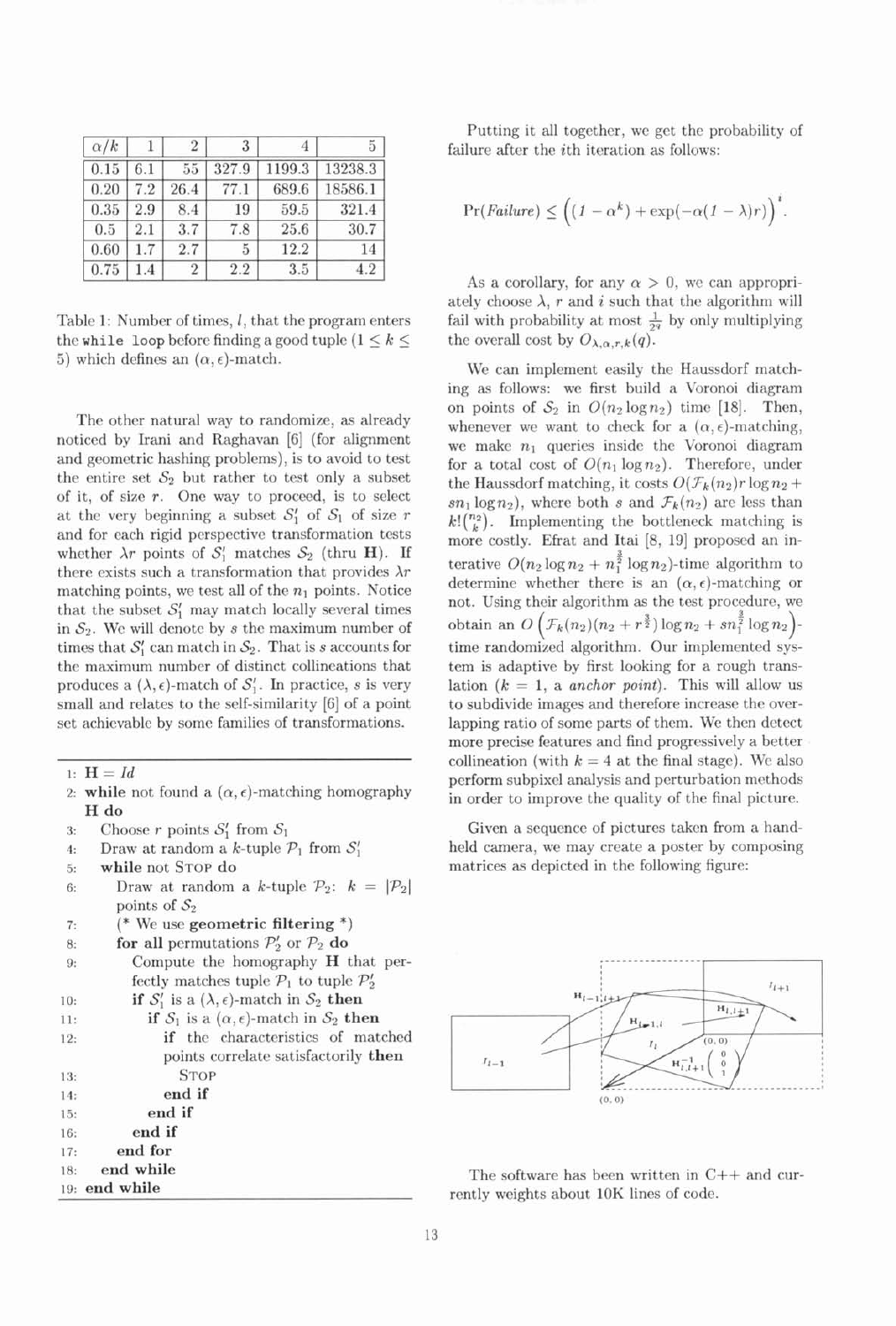| $\alpha/k$ | 1 | 2 | 3 | 4 | 5 |
|---|---|---|---|---|---|
| 0.15 | 6.1 | 55 | 327.9 | 1199.3 | 13238.3 |
| 0.20 | 7.2 | 26.4 | 77.1 | 689.6 | 18586.1 |
| 0.35 | 2.9 | 8.4 | 19 | 59.5 | 321.4 |
| 0.5 | 2.1 | 3.7 | 7.8 | 25.6 | 30.7 |
| 0.60 | 1.7 | 2.7 | 5 | 12.2 | 14 |
| 0.75 | 1.4 | 2 | 2.2 | 3.5 | 4.2 |

Table 1: Number of times, $l$, that the program enters the `while loop` before finding a good tuple ($1 \leq k \leq 5$) which defines an $(\alpha, \epsilon)$-match.

The other natural way to randomize, as already noticed by Irani and Raghavan [6] (for alignment and geometric hashing problems), is to avoid to test the entire set $\mathcal{S}_2$ but rather to test only a subset of it, of size $r$. One way to proceed, is to select at the very beginning a subset $\mathcal{S}_1'$ of $\mathcal{S}_1$ of size $r$ and for each rigid perspective transformation tests whether $\lambda r$ points of $\mathcal{S}_1'$ matches $\mathcal{S}_2$ (thru $\mathbf{H}$). If there exists such a transformation that provides $\lambda r$ matching points, we test all of the $n_1$ points. Notice that the subset $\mathcal{S}_1'$ may match locally several times in $\mathcal{S}_2$. We will denote by $s$ the maximum number of times that $\mathcal{S}_1'$ can match in $\mathcal{S}_2$. That is $s$ accounts for the maximum number of distinct collineations that produces a $(\lambda, \epsilon)$-match of $\mathcal{S}_1'$. In practice, $s$ is very small and relates to the self-similarity [6] of a point set achievable by some families of transformations.

```
1: H = Id
2: while not found a (α, ε)-matching homography H do
3:   Choose r points S'_1 from S_1
4:   Draw at random a k-tuple P_1 from S'_1
5:   while not STOP do
6:     Draw at random a k-tuple P_2: k = |P_2| points of S_2
7:     (* We use geometric filtering *)
8:     for all permutations P'_2 or P_2 do
9:       Compute the homography H that perfectly matches tuple P_1 to tuple P'_2
10:      if S'_1 is a (λ, ε)-match in S_2 then
11:        if S_1 is a (α, ε)-match in S_2 then
12:          if the characteristics of matched points correlate satisfactorily then
13:            STOP
14:          end if
15:        end if
16:      end if
17:    end for
18:  end while
19: end while
```

Putting it all together, we get the probability of failure after the $i$th iteration as follows:

$$\Pr(Failure) \leq \left((1-\alpha^k) + \exp(-\alpha(1-\lambda)r)\right)^i.$$

As a corollary, for any $\alpha > 0$, we can appropriately choose $\lambda$, $r$ and $i$ such that the algorithm will fail with probability at most $\frac{1}{2^q}$ by only multiplying the overall cost by $O_{\lambda,\alpha,r,k}(q)$.

We can implement easily the Haussdorf matching as follows: we first build a Voronoi diagram on points of $\mathcal{S}_2$ in $O(n_2 \log n_2)$ time [18]. Then, whenever we want to check for a $(\alpha, \epsilon)$-matching, we make $n_1$ queries inside the Voronoi diagram for a total cost of $O(n_1 \log n_2)$. Therefore, under the Haussdorf matching, it costs $O(\mathcal{F}_k(n_2) r \log n_2 + s n_1 \log n_2)$, where both $s$ and $\mathcal{F}_k(n_2)$ are less than $k!\binom{n_2}{k}$. Implementing the bottleneck matching is more costly. Efrat and Itai [8, 19] proposed an iterative $O(n_2 \log n_2 + n_1^{\frac{3}{2}} \log n_2)$-time algorithm to determine whether there is an $(\alpha, \epsilon)$-matching or not. Using their algorithm as the test procedure, we obtain an $O\left(\mathcal{F}_k(n_2)(n_2 + r^{\frac{3}{2}}) \log n_2 + s n_1^{\frac{3}{2}} \log n_2\right)$-time randomized algorithm. Our implemented system is adaptive by first looking for a rough translation ($k = 1$, *a anchor point*). This will allow us to subdivide images and therefore increase the overlapping ratio of some parts of them. We then detect more precise features and find progressively a better collineation (with $k = 4$ at the final stage). We also perform subpixel analysis and perturbation methods in order to improve the quality of the final picture.

Given a sequence of pictures taken from a hand-held camera, we may create a poster by composing matrices as depicted in the following figure:

The software has been written in C++ and currently weights about 10K lines of code.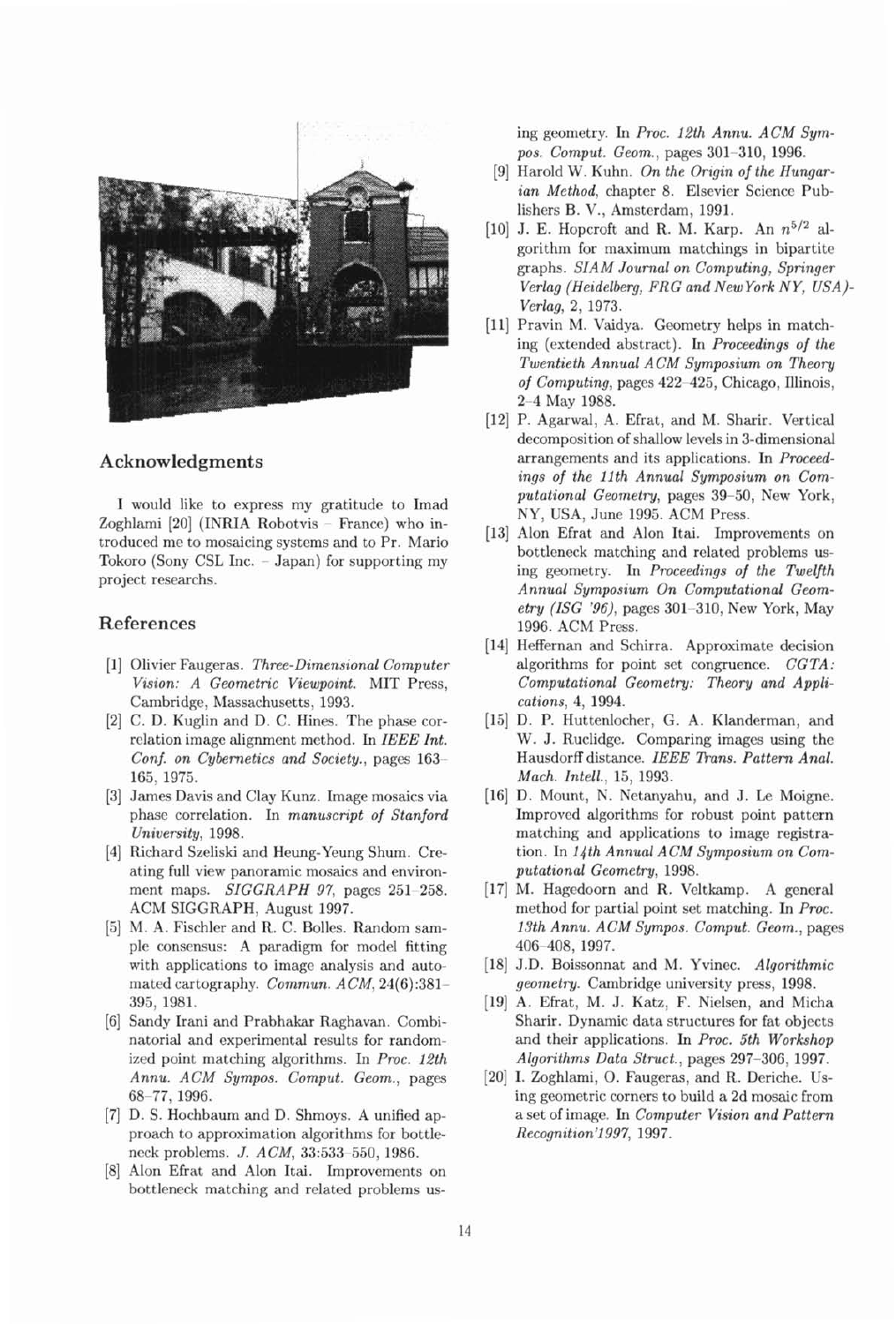## Acknowledgments

I would like to express my gratitude to Imad Zoghlami [20] (INRIA Robotvis – France) who introduced me to mosaicing systems and to Pr. Mario Tokoro (Sony CSL Inc. – Japan) for supporting my project researchs.

## References

[1] Olivier Faugeras. *Three-Dimensional Computer Vision: A Geometric Viewpoint.* MIT Press, Cambridge, Massachusetts, 1993.

[2] C. D. Kuglin and D. C. Hines. The phase correlation image alignment method. In *IEEE Int. Conf. on Cybernetics and Society.*, pages 163–165, 1975.

[3] James Davis and Clay Kunz. Image mosaics via phase correlation. In *manuscript of Stanford University*, 1998.

[4] Richard Szeliski and Heung-Yeung Shum. Creating full view panoramic mosaics and environment maps. *SIGGRAPH 97*, pages 251–258. ACM SIGGRAPH, August 1997.

[5] M. A. Fischler and R. C. Bolles. Random sample consensus: A paradigm for model fitting with applications to image analysis and automated cartography. *Commun. ACM*, 24(6):381–395, 1981.

[6] Sandy Irani and Prabhakar Raghavan. Combinatorial and experimental results for randomized point matching algorithms. In *Proc. 12th Annu. ACM Sympos. Comput. Geom.*, pages 68–77, 1996.

[7] D. S. Hochbaum and D. Shmoys. A unified approach to approximation algorithms for bottleneck problems. *J. ACM*, 33:533–550, 1986.

[8] Alon Efrat and Alon Itai. Improvements on bottleneck matching and related problems using geometry. In *Proc. 12th Annu. ACM Sympos. Comput. Geom.*, pages 301–310, 1996.

[9] Harold W. Kuhn. *On the Origin of the Hungarian Method*, chapter 8. Elsevier Science Publishers B. V., Amsterdam, 1991.

[10] J. E. Hopcroft and R. M. Karp. An $n^{5/2}$ algorithm for maximum matchings in bipartite graphs. *SIAM Journal on Computing, Springer Verlag (Heidelberg, FRG and NewYork NY, USA)-Verlag*, 2, 1973.

[11] Pravin M. Vaidya. Geometry helps in matching (extended abstract). In *Proceedings of the Twentieth Annual ACM Symposium on Theory of Computing*, pages 422–425, Chicago, Illinois, 2–4 May 1988.

[12] P. Agarwal, A. Efrat, and M. Sharir. Vertical decomposition of shallow levels in 3-dimensional arrangements and its applications. In *Proceedings of the 11th Annual Symposium on Computational Geometry*, pages 39–50, New York, NY, USA, June 1995. ACM Press.

[13] Alon Efrat and Alon Itai. Improvements on bottleneck matching and related problems using geometry. In *Proceedings of the Twelfth Annual Symposium On Computational Geometry (ISG '96)*, pages 301–310, New York, May 1996. ACM Press.

[14] Heffernan and Schirra. Approximate decision algorithms for point set congruence. *CGTA: Computational Geometry: Theory and Applications*, 4, 1994.

[15] D. P. Huttenlocher, G. A. Klanderman, and W. J. Rucklidge. Comparing images using the Hausdorff distance. *IEEE Trans. Pattern Anal. Mach. Intell.*, 15, 1993.

[16] D. Mount, N. Netanyahu, and J. Le Moigne. Improved algorithms for robust point pattern matching and applications to image registration. In *14th Annual ACM Symposium on Computational Geometry*, 1998.

[17] M. Hagedoorn and R. Veltkamp. A general method for partial point set matching. In *Proc. 13th Annu. ACM Sympos. Comput. Geom.*, pages 406–408, 1997.

[18] J.D. Boissonnat and M. Yvinec. *Algorithmic geometry.* Cambridge university press, 1998.

[19] A. Efrat, M. J. Katz, F. Nielsen, and Micha Sharir. Dynamic data structures for fat objects and their applications. In *Proc. 5th Workshop Algorithms Data Struct.*, pages 297–306, 1997.

[20] I. Zoghlami, O. Faugeras, and R. Deriche. Using geometric corners to build a 2d mosaic from a set of image. In *Computer Vision and Pattern Recognition'1997*, 1997.